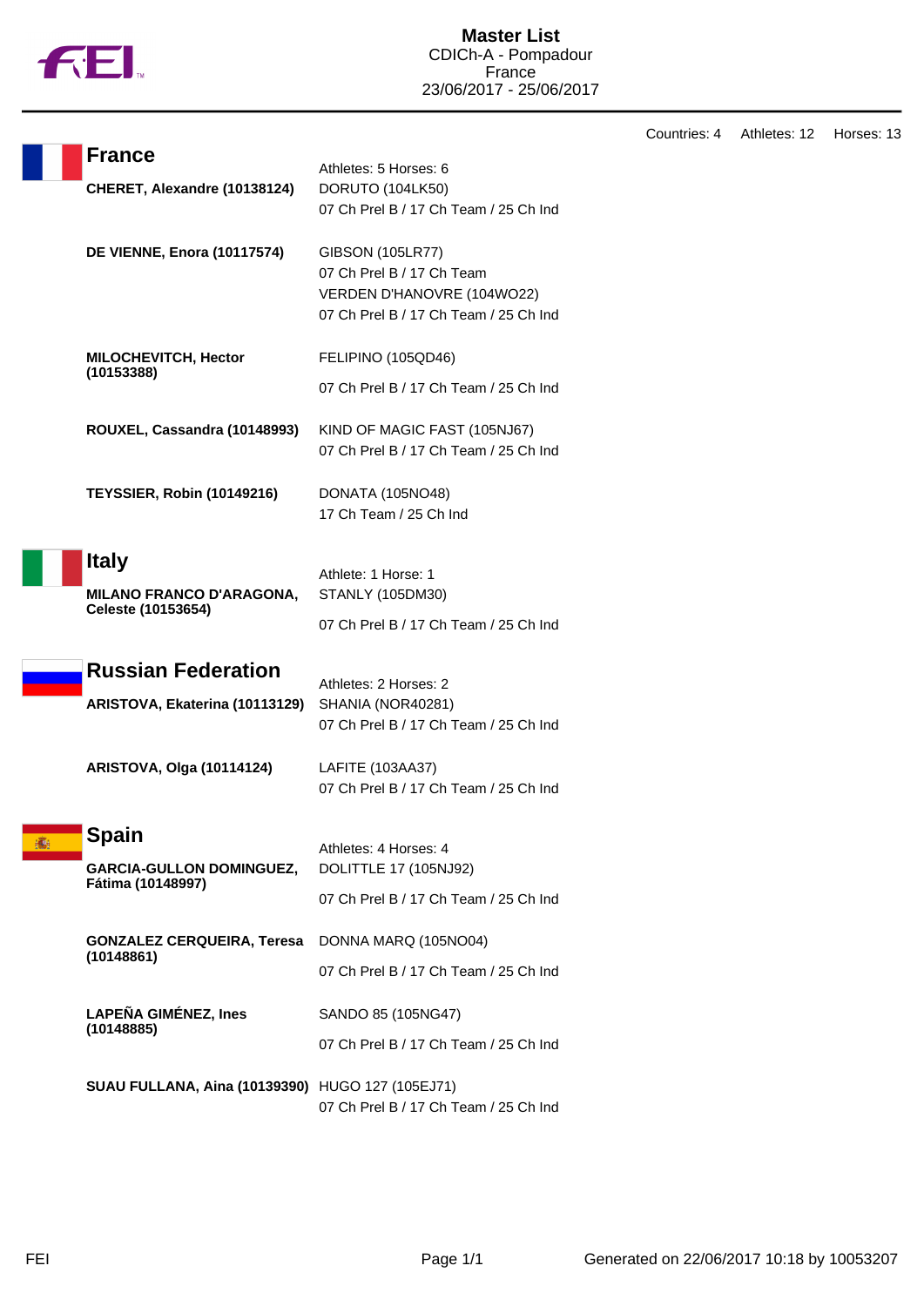# Master List

CDICh-A - Pompadour
France
23/06/2017 - 25/06/2017

Countries: 4 Athletes: 12 Horses: 13

## France

Athletes: 5 Horses: 6

| Athlete | Horse / Competitions |
|---|---|
| **CHERET, Alexandre (10138124)** | DORUTO (104LK50)<br>07 Ch Prel B / 17 Ch Team / 25 Ch Ind |
| **DE VIENNE, Enora (10117574)** | GIBSON (105LR77)<br>07 Ch Prel B / 17 Ch Team<br>VERDEN D'HANOVRE (104WO22)<br>07 Ch Prel B / 17 Ch Team / 25 Ch Ind |
| **MILOCHEVITCH, Hector (10153388)** | FELIPINO (105QD46)<br>07 Ch Prel B / 17 Ch Team / 25 Ch Ind |
| **ROUXEL, Cassandra (10148993)** | KIND OF MAGIC FAST (105NJ67)<br>07 Ch Prel B / 17 Ch Team / 25 Ch Ind |
| **TEYSSIER, Robin (10149216)** | DONATA (105NO48)<br>17 Ch Team / 25 Ch Ind |

## Italy

Athlete: 1 Horse: 1

| Athlete | Horse / Competitions |
|---|---|
| **MILANO FRANCO D'ARAGONA, Celeste (10153654)** | STANLY (105DM30)<br>07 Ch Prel B / 17 Ch Team / 25 Ch Ind |

## Russian Federation

Athletes: 2 Horses: 2

| Athlete | Horse / Competitions |
|---|---|
| **ARISTOVA, Ekaterina (10113129)** | SHANIA (NOR40281)<br>07 Ch Prel B / 17 Ch Team / 25 Ch Ind |
| **ARISTOVA, Olga (10114124)** | LAFITE (103AA37)<br>07 Ch Prel B / 17 Ch Team / 25 Ch Ind |

## Spain

Athletes: 4 Horses: 4

| Athlete | Horse / Competitions |
|---|---|
| **GARCIA-GULLON DOMINGUEZ, Fátima (10148997)** | DOLITTLE 17 (105NJ92)<br>07 Ch Prel B / 17 Ch Team / 25 Ch Ind |
| **GONZALEZ CERQUEIRA, Teresa (10148861)** | DONNA MARQ (105NO04)<br>07 Ch Prel B / 17 Ch Team / 25 Ch Ind |
| **LAPEÑA GIMÉNEZ, Ines (10148885)** | SANDO 85 (105NG47)<br>07 Ch Prel B / 17 Ch Team / 25 Ch Ind |
| **SUAU FULLANA, Aina (10139390)** | HUGO 127 (105EJ71)<br>07 Ch Prel B / 17 Ch Team / 25 Ch Ind |

Generated on 22/06/2017 10:18 by 10053207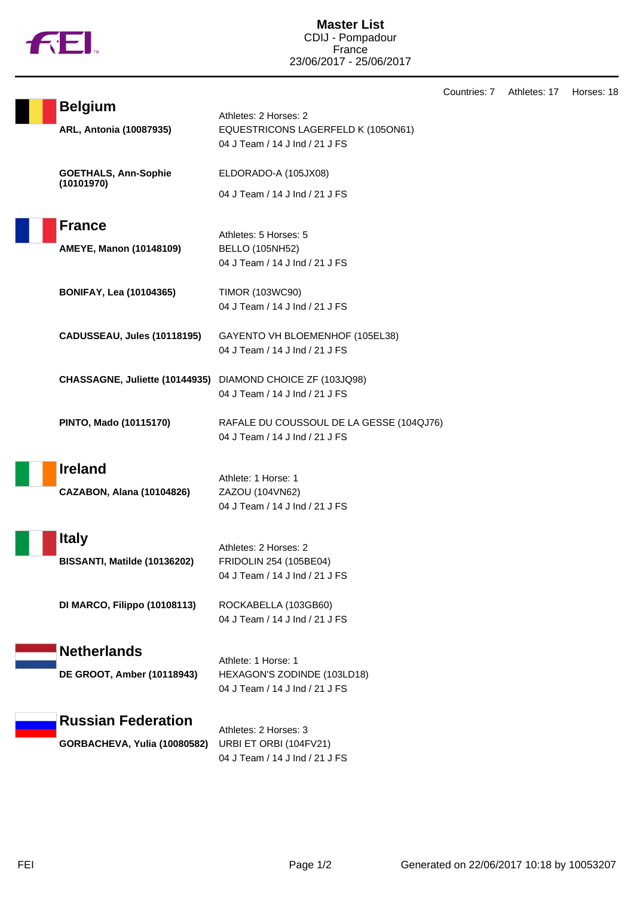# Master List

CDIJ - Pompadour
France
23/06/2017 - 25/06/2017

Countries: 7    Athletes: 17    Horses: 18

## Belgium

Athletes: 2 Horses: 2

**ARL, Antonia (10087935)**
EQUESTRICONS LAGERFELD K (105ON61)
04 J Team / 14 J Ind / 21 J FS

**GOETHALS, Ann-Sophie (10101970)**
ELDORADO-A (105JX08)
04 J Team / 14 J Ind / 21 J FS

## France

Athletes: 5 Horses: 5

**AMEYE, Manon (10148109)**
BELLO (105NH52)
04 J Team / 14 J Ind / 21 J FS

**BONIFAY, Lea (10104365)**
TIMOR (103WC90)
04 J Team / 14 J Ind / 21 J FS

**CADUSSEAU, Jules (10118195)**
GAYENTO VH BLOEMENHOF (105EL38)
04 J Team / 14 J Ind / 21 J FS

**CHASSAGNE, Juliette (10144935)**
DIAMOND CHOICE ZF (103JQ98)
04 J Team / 14 J Ind / 21 J FS

**PINTO, Mado (10115170)**
RAFALE DU COUSSOUL DE LA GESSE (104QJ76)
04 J Team / 14 J Ind / 21 J FS

## Ireland

Athlete: 1 Horse: 1

**CAZABON, Alana (10104826)**
ZAZOU (104VN62)
04 J Team / 14 J Ind / 21 J FS

## Italy

Athletes: 2 Horses: 2

**BISSANTI, Matilde (10136202)**
FRIDOLIN 254 (105BE04)
04 J Team / 14 J Ind / 21 J FS

**DI MARCO, Filippo (10108113)**
ROCKABELLA (103GB60)
04 J Team / 14 J Ind / 21 J FS

## Netherlands

Athlete: 1 Horse: 1

**DE GROOT, Amber (10118943)**
HEXAGON'S ZODINDE (103LD18)
04 J Team / 14 J Ind / 21 J FS

## Russian Federation

Athletes: 2 Horses: 3

**GORBACHEVA, Yulia (10080582)**
URBI ET ORBI (104FV21)
04 J Team / 14 J Ind / 21 J FS

Generated on 22/06/2017 10:18 by 10053207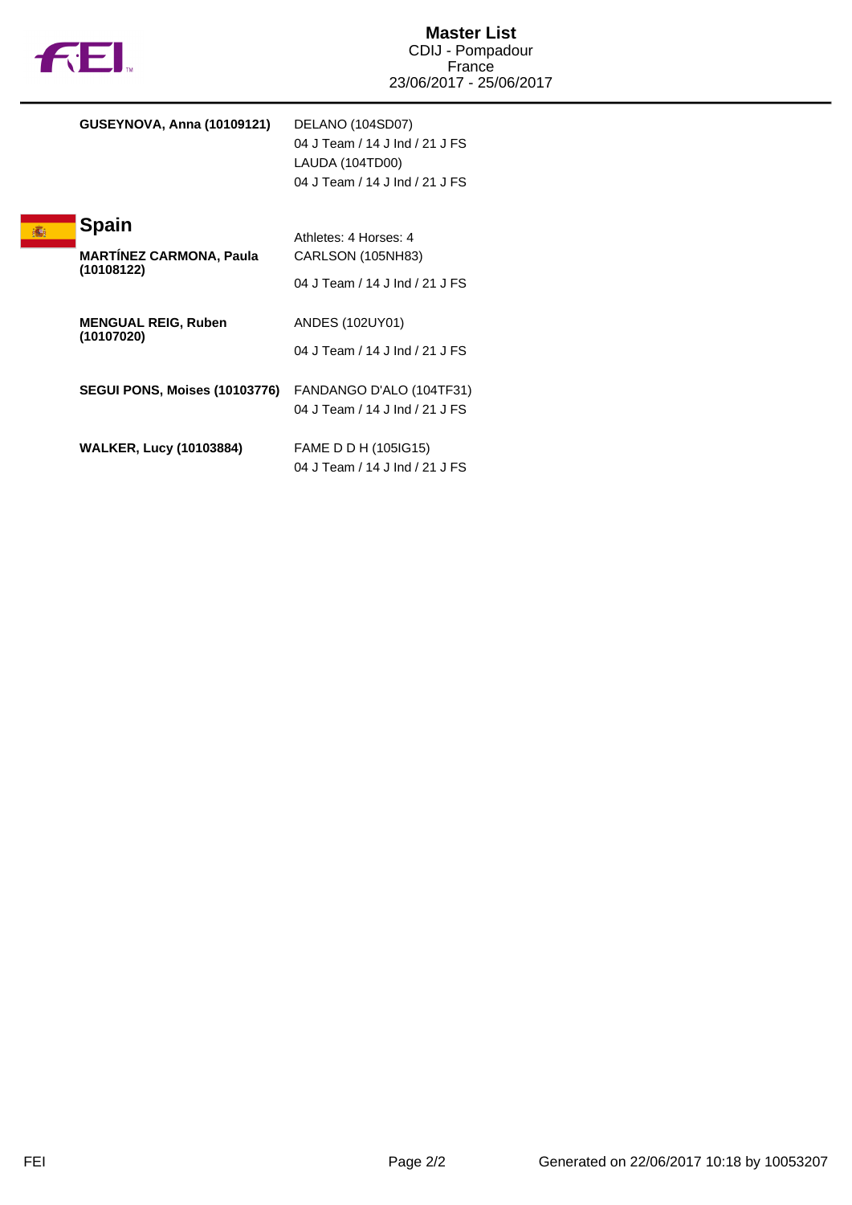# Master List

CDIJ - Pompadour
France
23/06/2017 - 25/06/2017

| Athlete | Horse / Competitions |
| --- | --- |
| **GUSEYNOVA, Anna (10109121)** | DELANO (104SD07)<br>04 J Team / 14 J Ind / 21 J FS<br>LAUDA (104TD00)<br>04 J Team / 14 J Ind / 21 J FS |

## Spain

Athletes: 4 Horses: 4

| Athlete | Horse / Competitions |
| --- | --- |
| **MARTÍNEZ CARMONA, Paula (10108122)** | CARLSON (105NH83)<br>04 J Team / 14 J Ind / 21 J FS |
| **MENGUAL REIG, Ruben (10107020)** | ANDES (102UY01)<br>04 J Team / 14 J Ind / 21 J FS |
| **SEGUI PONS, Moises (10103776)** | FANDANGO D'ALO (104TF31)<br>04 J Team / 14 J Ind / 21 J FS |
| **WALKER, Lucy (10103884)** | FAME D D H (105IG15)<br>04 J Team / 14 J Ind / 21 J FS |

Generated on 22/06/2017 10:18 by 10053207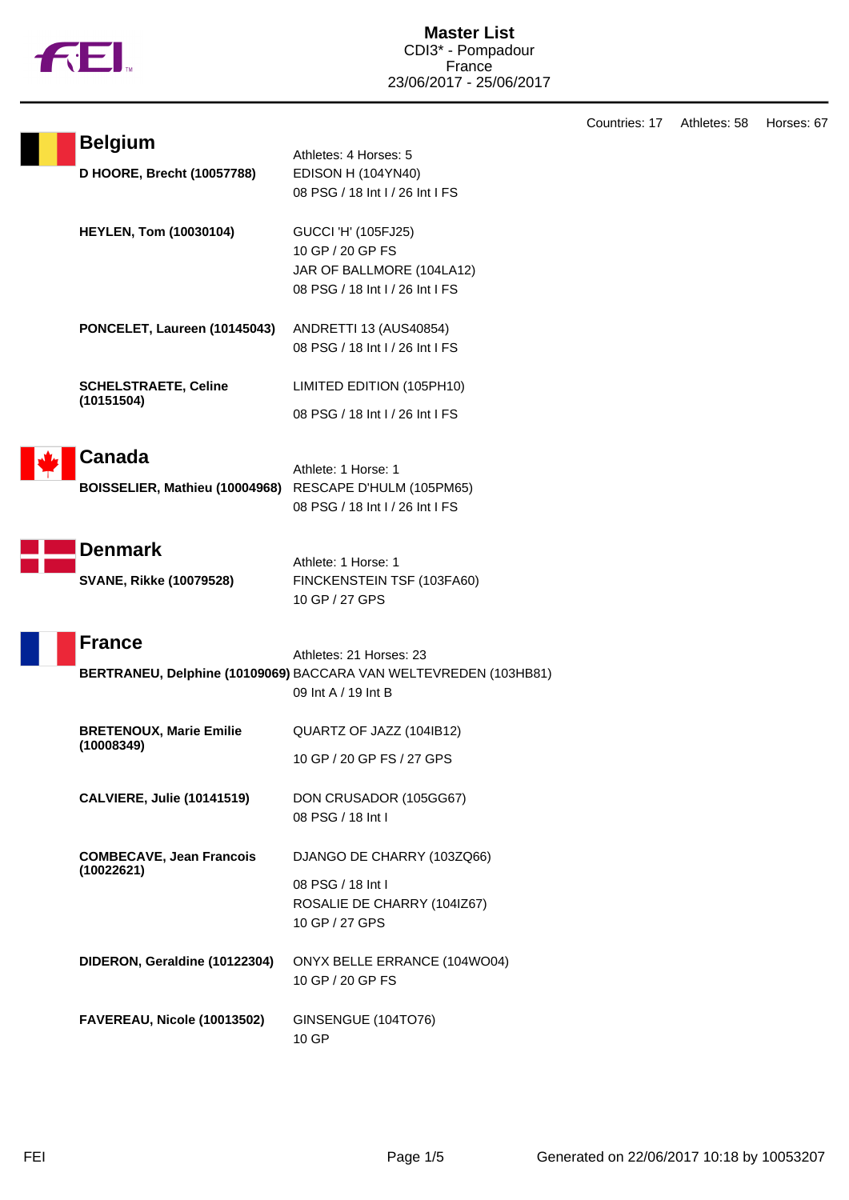# Master List

CDI3* - Pompadour
France
23/06/2017 - 25/06/2017

Countries: 17 Athletes: 58 Horses: 67

## Belgium

Athletes: 4 Horses: 5

**D HOORE, Brecht (10057788)**
EDISON H (104YN40)
08 PSG / 18 Int I / 26 Int I FS

**HEYLEN, Tom (10030104)**
GUCCI 'H' (105FJ25)
10 GP / 20 GP FS
JAR OF BALLMORE (104LA12)
08 PSG / 18 Int I / 26 Int I FS

**PONCELET, Laureen (10145043)**
ANDRETTI 13 (AUS40854)
08 PSG / 18 Int I / 26 Int I FS

**SCHELSTRAETE, Celine (10151504)**
LIMITED EDITION (105PH10)
08 PSG / 18 Int I / 26 Int I FS

## Canada

Athlete: 1 Horse: 1

**BOISSELIER, Mathieu (10004968)**
RESCAPE D'HULM (105PM65)
08 PSG / 18 Int I / 26 Int I FS

## Denmark

Athlete: 1 Horse: 1

**SVANE, Rikke (10079528)**
FINCKENSTEIN TSF (103FA60)
10 GP / 27 GPS

## France

Athletes: 21 Horses: 23

**BERTRANEU, Delphine (10109069)**
BACCARA VAN WELTEVREDEN (103HB81)
09 Int A / 19 Int B

**BRETENOUX, Marie Emilie (10008349)**
QUARTZ OF JAZZ (104IB12)
10 GP / 20 GP FS / 27 GPS

**CALVIERE, Julie (10141519)**
DON CRUSADOR (105GG67)
08 PSG / 18 Int I

**COMBECAVE, Jean Francois (10022621)**
DJANGO DE CHARRY (103ZQ66)
08 PSG / 18 Int I
ROSALIE DE CHARRY (104IZ67)
10 GP / 27 GPS

**DIDERON, Geraldine (10122304)**
ONYX BELLE ERRANCE (104WO04)
10 GP / 20 GP FS

**FAVEREAU, Nicole (10013502)**
GINSENGUE (104TO76)
10 GP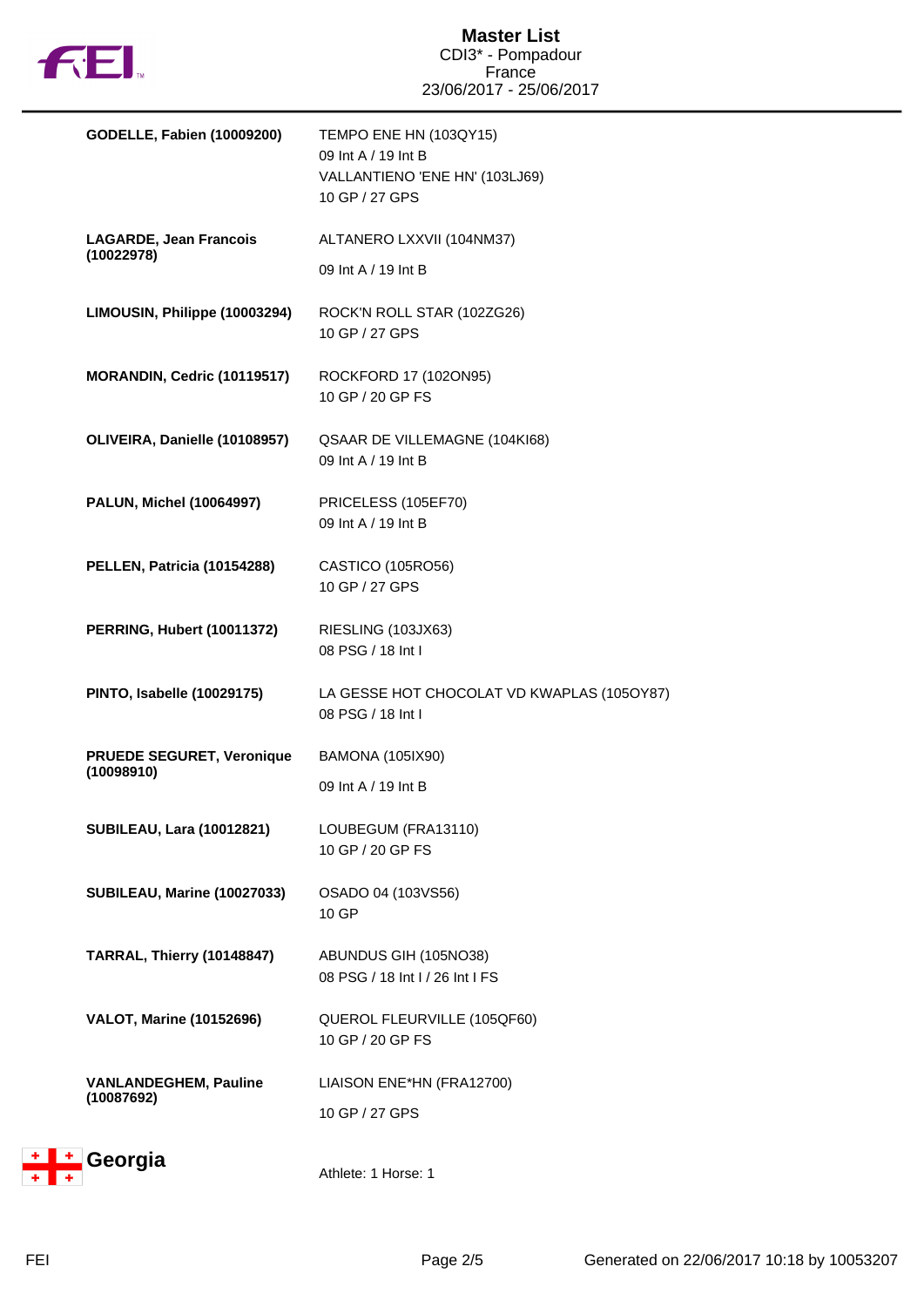| Athlete | Horse / Competitions |
| --- | --- |
| **GODELLE, Fabien (10009200)** | TEMPO ENE HN (103QY15)<br>09 Int A / 19 Int B<br>VALLANTIENO 'ENE HN' (103LJ69)<br>10 GP / 27 GPS |
| **LAGARDE, Jean Francois (10022978)** | ALTANERO LXXVII (104NM37)<br>09 Int A / 19 Int B |
| **LIMOUSIN, Philippe (10003294)** | ROCK'N ROLL STAR (102ZG26)<br>10 GP / 27 GPS |
| **MORANDIN, Cedric (10119517)** | ROCKFORD 17 (102ON95)<br>10 GP / 20 GP FS |
| **OLIVEIRA, Danielle (10108957)** | QSAAR DE VILLEMAGNE (104KI68)<br>09 Int A / 19 Int B |
| **PALUN, Michel (10064997)** | PRICELESS (105EF70)<br>09 Int A / 19 Int B |
| **PELLEN, Patricia (10154288)** | CASTICO (105RO56)<br>10 GP / 27 GPS |
| **PERRING, Hubert (10011372)** | RIESLING (103JX63)<br>08 PSG / 18 Int I |
| **PINTO, Isabelle (10029175)** | LA GESSE HOT CHOCOLAT VD KWAPLAS (105OY87)<br>08 PSG / 18 Int I |
| **PRUEDE SEGURET, Veronique (10098910)** | BAMONA (105IX90)<br>09 Int A / 19 Int B |
| **SUBILEAU, Lara (10012821)** | LOUBEGUM (FRA13110)<br>10 GP / 20 GP FS |
| **SUBILEAU, Marine (10027033)** | OSADO 04 (103VS56)<br>10 GP |
| **TARRAL, Thierry (10148847)** | ABUNDUS GIH (105NO38)<br>08 PSG / 18 Int I / 26 Int I FS |
| **VALOT, Marine (10152696)** | QUEROL FLEURVILLE (105QF60)<br>10 GP / 20 GP FS |
| **VANLANDEGHEM, Pauline (10087692)** | LIAISON ENE*HN (FRA12700)<br>10 GP / 27 GPS |

## Georgia

Athlete: 1 Horse: 1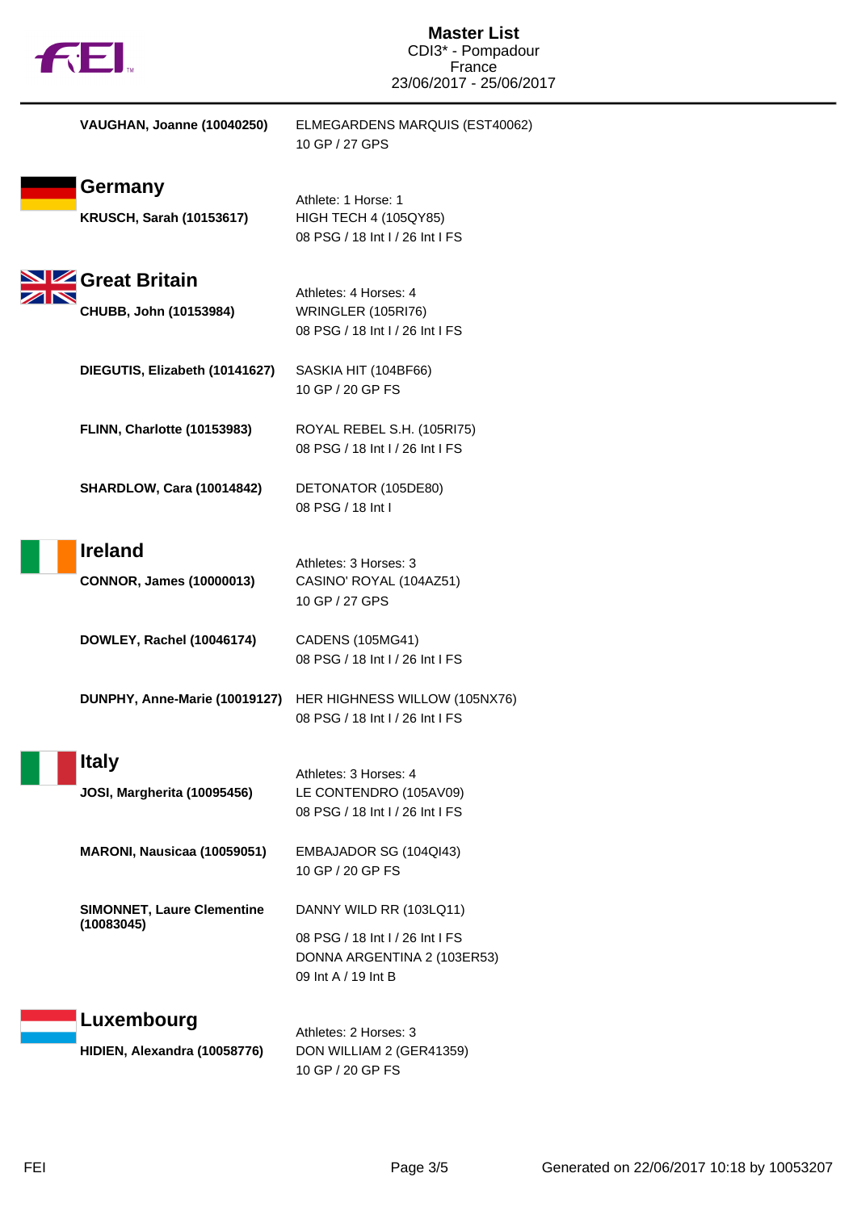**VAUGHAN, Joanne (10040250)** ELMEGARDENS MARQUIS (EST40062)
10 GP / 27 GPS

## Germany

Athlete: 1 Horse: 1

**KRUSCH, Sarah (10153617)** HIGH TECH 4 (105QY85)
08 PSG / 18 Int I / 26 Int I FS

## Great Britain

Athletes: 4 Horses: 4

**CHUBB, John (10153984)** WRINGLER (105RI76)
08 PSG / 18 Int I / 26 Int I FS

**DIEGUTIS, Elizabeth (10141627)** SASKIA HIT (104BF66)
10 GP / 20 GP FS

**FLINN, Charlotte (10153983)** ROYAL REBEL S.H. (105RI75)
08 PSG / 18 Int I / 26 Int I FS

**SHARDLOW, Cara (10014842)** DETONATOR (105DE80)
08 PSG / 18 Int I

## Ireland

Athletes: 3 Horses: 3

**CONNOR, James (10000013)** CASINO' ROYAL (104AZ51)
10 GP / 27 GPS

**DOWLEY, Rachel (10046174)** CADENS (105MG41)
08 PSG / 18 Int I / 26 Int I FS

**DUNPHY, Anne-Marie (10019127)** HER HIGHNESS WILLOW (105NX76)
08 PSG / 18 Int I / 26 Int I FS

## Italy

Athletes: 3 Horses: 4

**JOSI, Margherita (10095456)** LE CONTENDRO (105AV09)
08 PSG / 18 Int I / 26 Int I FS

**MARONI, Nausicaa (10059051)** EMBAJADOR SG (104QI43)
10 GP / 20 GP FS

**SIMONNET, Laure Clementine (10083045)** DANNY WILD RR (103LQ11)
08 PSG / 18 Int I / 26 Int I FS
DONNA ARGENTINA 2 (103ER53)
09 Int A / 19 Int B

## Luxembourg

Athletes: 2 Horses: 3

**HIDIEN, Alexandra (10058776)** DON WILLIAM 2 (GER41359)
10 GP / 20 GP FS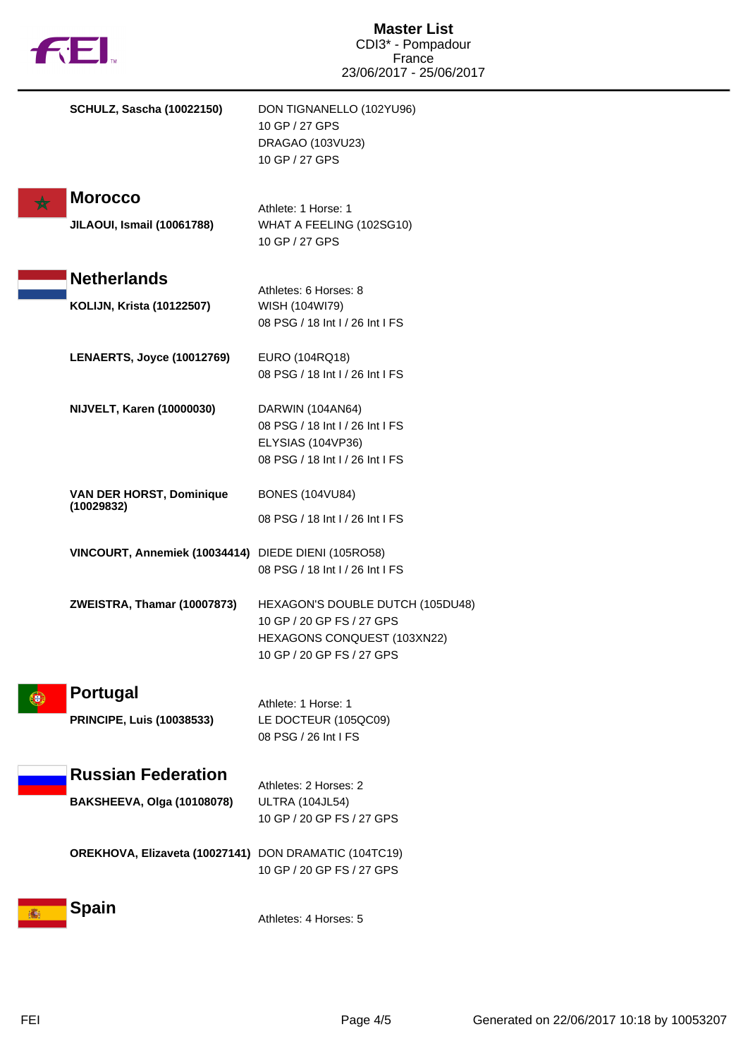**SCHULZ, Sascha (10022150)**

DON TIGNANELLO (102YU96)
10 GP / 27 GPS
DRAGAO (103VU23)
10 GP / 27 GPS

## Morocco

Athlete: 1 Horse: 1

**JILAOUI, Ismail (10061788)**

WHAT A FEELING (102SG10)
10 GP / 27 GPS

## Netherlands

Athletes: 6 Horses: 8

**KOLIJN, Krista (10122507)**

WISH (104WI79)
08 PSG / 18 Int I / 26 Int I FS

**LENAERTS, Joyce (10012769)**

EURO (104RQ18)
08 PSG / 18 Int I / 26 Int I FS

**NIJVELT, Karen (10000030)**

DARWIN (104AN64)
08 PSG / 18 Int I / 26 Int I FS
ELYSIAS (104VP36)
08 PSG / 18 Int I / 26 Int I FS

**VAN DER HORST, Dominique (10029832)**

BONES (104VU84)
08 PSG / 18 Int I / 26 Int I FS

**VINCOURT, Annemiek (10034414)**

DIEDE DIENI (105RO58)
08 PSG / 18 Int I / 26 Int I FS

**ZWEISTRA, Thamar (10007873)**

HEXAGON'S DOUBLE DUTCH (105DU48)
10 GP / 20 GP FS / 27 GPS
HEXAGONS CONQUEST (103XN22)
10 GP / 20 GP FS / 27 GPS

## Portugal

Athlete: 1 Horse: 1

**PRINCIPE, Luis (10038533)**

LE DOCTEUR (105QC09)
08 PSG / 26 Int I FS

## Russian Federation

Athletes: 2 Horses: 2

**BAKSHEEVA, Olga (10108078)**

ULTRA (104JL54)
10 GP / 20 GP FS / 27 GPS

**OREKHOVA, Elizaveta (10027141)**

DON DRAMATIC (104TC19)
10 GP / 20 GP FS / 27 GPS

## Spain

Athletes: 4 Horses: 5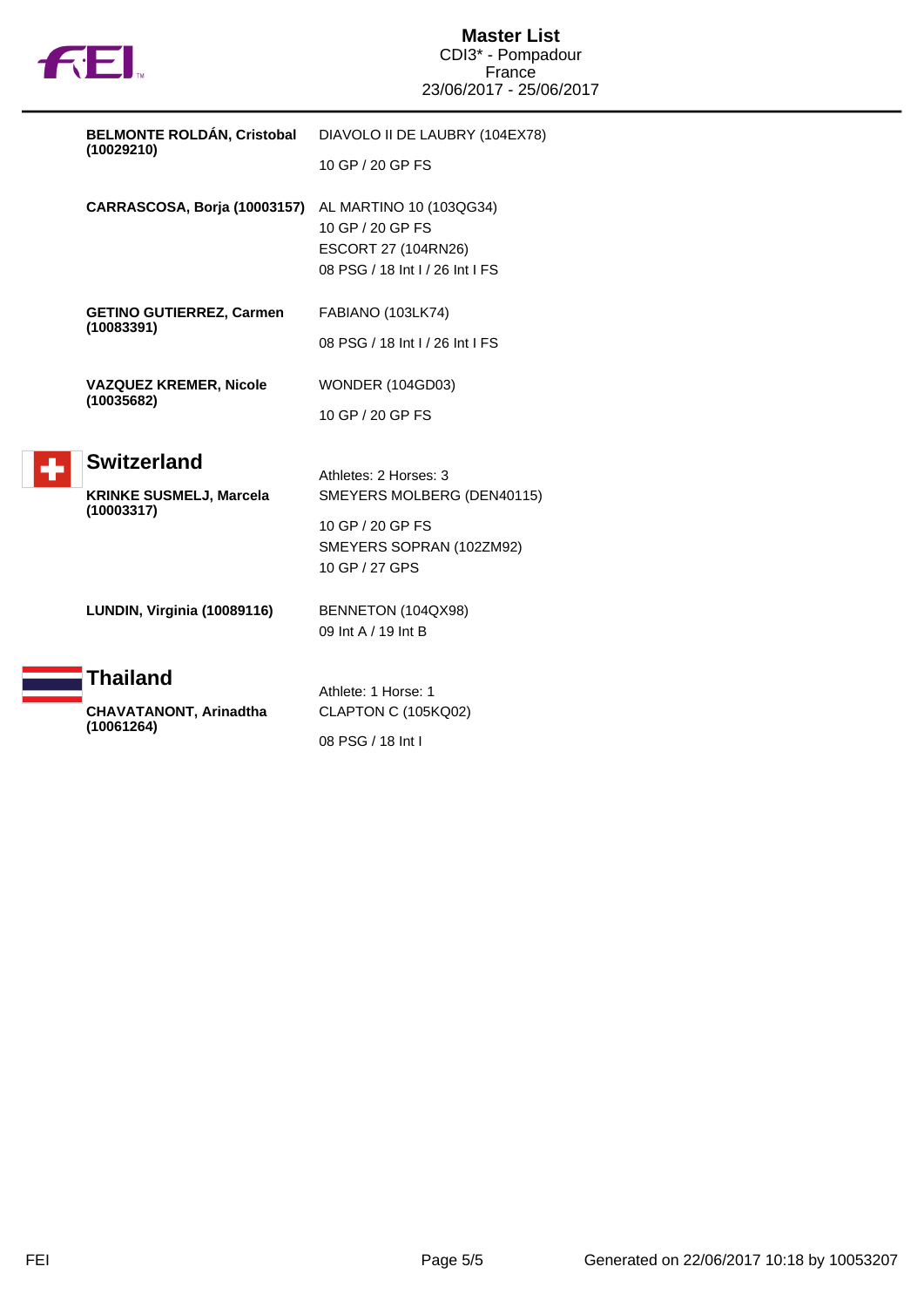# Master List
CDI3* - Pompadour
France
23/06/2017 - 25/06/2017

| | |
|---|---|
| **BELMONTE ROLDÁN, Cristobal (10029210)** | DIAVOLO II DE LAUBRY (104EX78)<br>10 GP / 20 GP FS |
| **CARRASCOSA, Borja (10003157)** | AL MARTINO 10 (103QG34)<br>10 GP / 20 GP FS<br>ESCORT 27 (104RN26)<br>08 PSG / 18 Int I / 26 Int I FS |
| **GETINO GUTIERREZ, Carmen (10083391)** | FABIANO (103LK74)<br>08 PSG / 18 Int I / 26 Int I FS |
| **VAZQUEZ KREMER, Nicole (10035682)** | WONDER (104GD03)<br>10 GP / 20 GP FS |

## Switzerland

Athletes: 2 Horses: 3

| | |
|---|---|
| **KRINKE SUSMELJ, Marcela (10003317)** | SMEYERS MOLBERG (DEN40115)<br>10 GP / 20 GP FS<br>SMEYERS SOPRAN (102ZM92)<br>10 GP / 27 GPS |
| **LUNDIN, Virginia (10089116)** | BENNETON (104QX98)<br>09 Int A / 19 Int B |

## Thailand

Athlete: 1 Horse: 1

| | |
|---|---|
| **CHAVATANONT, Arinadtha (10061264)** | CLAPTON C (105KQ02)<br>08 PSG / 18 Int I |

Generated on 22/06/2017 10:18 by 10053207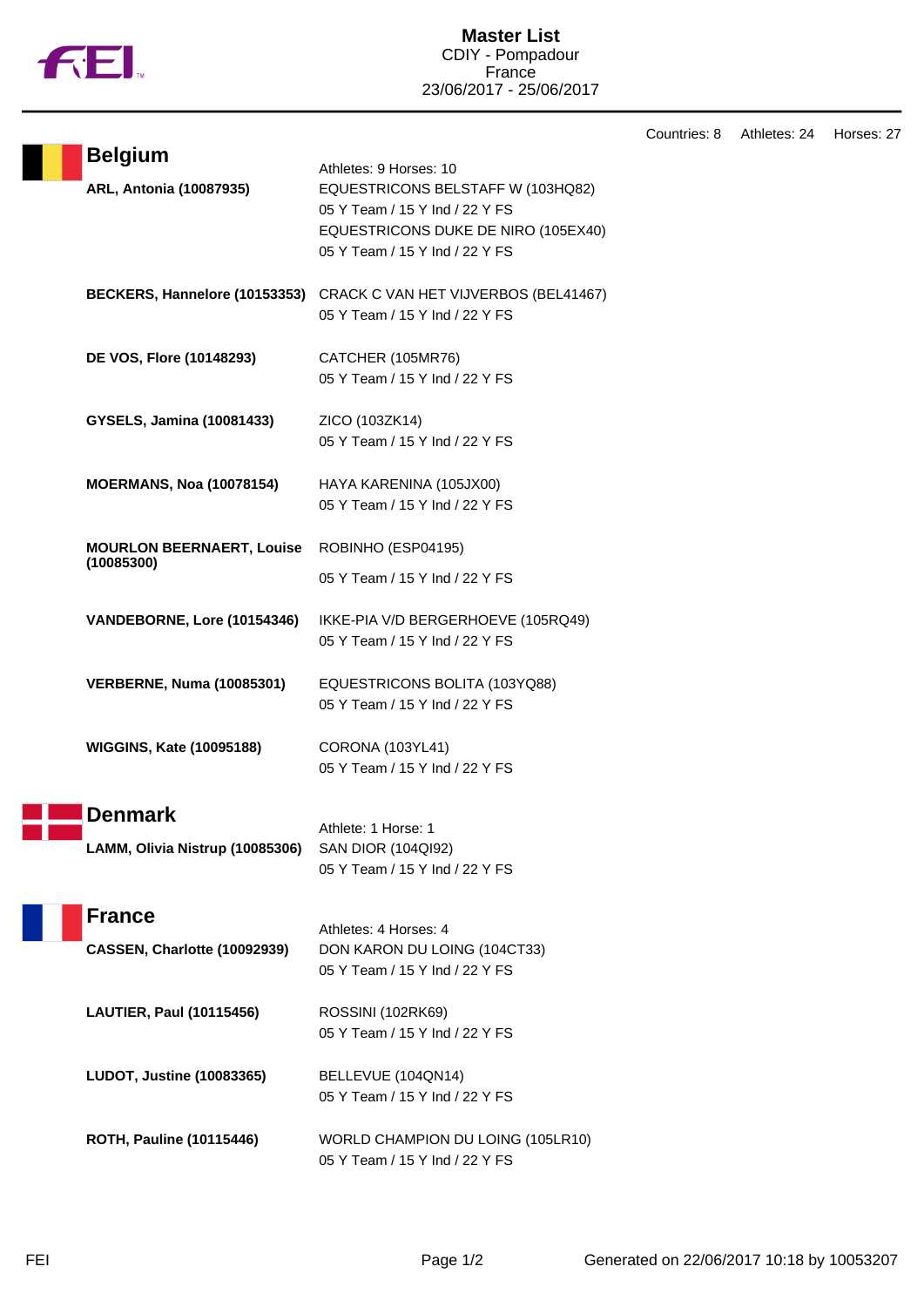# Master List

CDIY - Pompadour
France
23/06/2017 - 25/06/2017

Countries: 8 Athletes: 24 Horses: 27

## Belgium

Athletes: 9 Horses: 10

| Athlete | Horse / Competitions |
| --- | --- |
| **ARL, Antonia (10087935)** | EQUESTRICONS BELSTAFF W (103HQ82)<br>05 Y Team / 15 Y Ind / 22 Y FS<br>EQUESTRICONS DUKE DE NIRO (105EX40)<br>05 Y Team / 15 Y Ind / 22 Y FS |
| **BECKERS, Hannelore (10153353)** | CRACK C VAN HET VIJVERBOS (BEL41467)<br>05 Y Team / 15 Y Ind / 22 Y FS |
| **DE VOS, Flore (10148293)** | CATCHER (105MR76)<br>05 Y Team / 15 Y Ind / 22 Y FS |
| **GYSELS, Jamina (10081433)** | ZICO (103ZK14)<br>05 Y Team / 15 Y Ind / 22 Y FS |
| **MOERMANS, Noa (10078154)** | HAYA KARENINA (105JX00)<br>05 Y Team / 15 Y Ind / 22 Y FS |
| **MOURLON BEERNAERT, Louise (10085300)** | ROBINHO (ESP04195)<br>05 Y Team / 15 Y Ind / 22 Y FS |
| **VANDEBORNE, Lore (10154346)** | IKKE-PIA V/D BERGERHOEVE (105RQ49)<br>05 Y Team / 15 Y Ind / 22 Y FS |
| **VERBERNE, Numa (10085301)** | EQUESTRICONS BOLITA (103YQ88)<br>05 Y Team / 15 Y Ind / 22 Y FS |
| **WIGGINS, Kate (10095188)** | CORONA (103YL41)<br>05 Y Team / 15 Y Ind / 22 Y FS |

## Denmark

Athlete: 1 Horse: 1

| Athlete | Horse / Competitions |
| --- | --- |
| **LAMM, Olivia Nistrup (10085306)** | SAN DIOR (104QI92)<br>05 Y Team / 15 Y Ind / 22 Y FS |

## France

Athletes: 4 Horses: 4

| Athlete | Horse / Competitions |
| --- | --- |
| **CASSEN, Charlotte (10092939)** | DON KARON DU LOING (104CT33)<br>05 Y Team / 15 Y Ind / 22 Y FS |
| **LAUTIER, Paul (10115456)** | ROSSINI (102RK69)<br>05 Y Team / 15 Y Ind / 22 Y FS |
| **LUDOT, Justine (10083365)** | BELLEVUE (104QN14)<br>05 Y Team / 15 Y Ind / 22 Y FS |
| **ROTH, Pauline (10115446)** | WORLD CHAMPION DU LOING (105LR10)<br>05 Y Team / 15 Y Ind / 22 Y FS |

Generated on 22/06/2017 10:18 by 10053207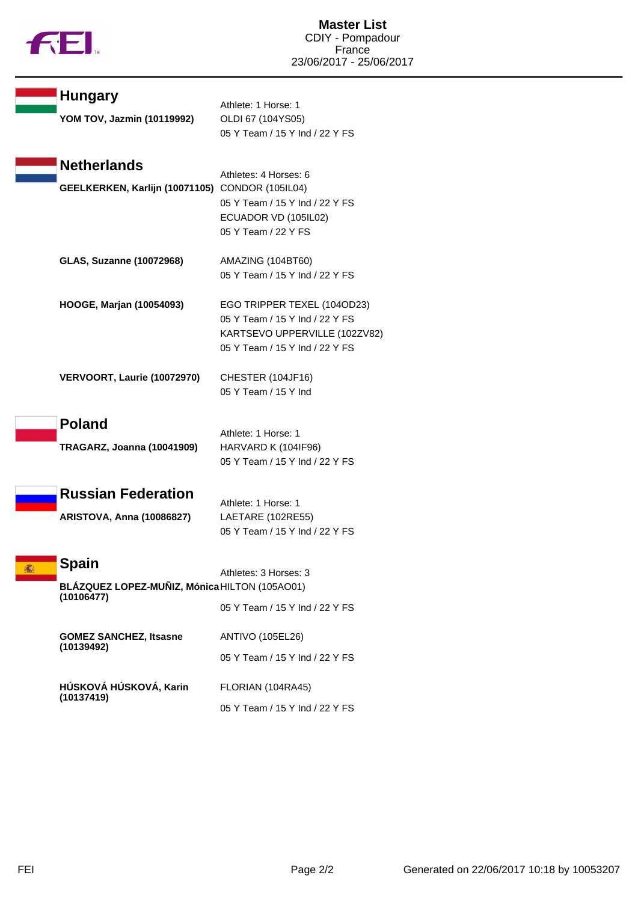# Master List

CDIY - Pompadour
France
23/06/2017 - 25/06/2017

## Hungary

Athlete: 1 Horse: 1

| Athlete | Horse / Events |
| --- | --- |
| **YOM TOV, Jazmin (10119992)** | OLDI 67 (104YS05) |
| | 05 Y Team / 15 Y Ind / 22 Y FS |

## Netherlands

Athletes: 4 Horses: 6

| Athlete | Horse / Events |
| --- | --- |
| **GEELKERKEN, Karlijn (10071105)** | CONDOR (105IL04) |
| | 05 Y Team / 15 Y Ind / 22 Y FS |
| | ECUADOR VD (105IL02) |
| | 05 Y Team / 22 Y FS |
| **GLAS, Suzanne (10072968)** | AMAZING (104BT60) |
| | 05 Y Team / 15 Y Ind / 22 Y FS |
| **HOOGE, Marjan (10054093)** | EGO TRIPPER TEXEL (104OD23) |
| | 05 Y Team / 15 Y Ind / 22 Y FS |
| | KARTSEVO UPPERVILLE (102ZV82) |
| | 05 Y Team / 15 Y Ind / 22 Y FS |
| **VERVOORT, Laurie (10072970)** | CHESTER (104JF16) |
| | 05 Y Team / 15 Y Ind |

## Poland

Athlete: 1 Horse: 1

| Athlete | Horse / Events |
| --- | --- |
| **TRAGARZ, Joanna (10041909)** | HARVARD K (104IF96) |
| | 05 Y Team / 15 Y Ind / 22 Y FS |

## Russian Federation

Athlete: 1 Horse: 1

| Athlete | Horse / Events |
| --- | --- |
| **ARISTOVA, Anna (10086827)** | LAETARE (102RE55) |
| | 05 Y Team / 15 Y Ind / 22 Y FS |

## Spain

Athletes: 3 Horses: 3

| Athlete | Horse / Events |
| --- | --- |
| **BLÁZQUEZ LOPEZ-MUÑIZ, Mónica (10106477)** | HILTON (105AO01) |
| | 05 Y Team / 15 Y Ind / 22 Y FS |
| **GOMEZ SANCHEZ, Itsasne (10139492)** | ANTIVO (105EL26) |
| | 05 Y Team / 15 Y Ind / 22 Y FS |
| **HÚSKOVÁ HÚSKOVÁ, Karin (10137419)** | FLORIAN (104RA45) |
| | 05 Y Team / 15 Y Ind / 22 Y FS |

Generated on 22/06/2017 10:18 by 10053207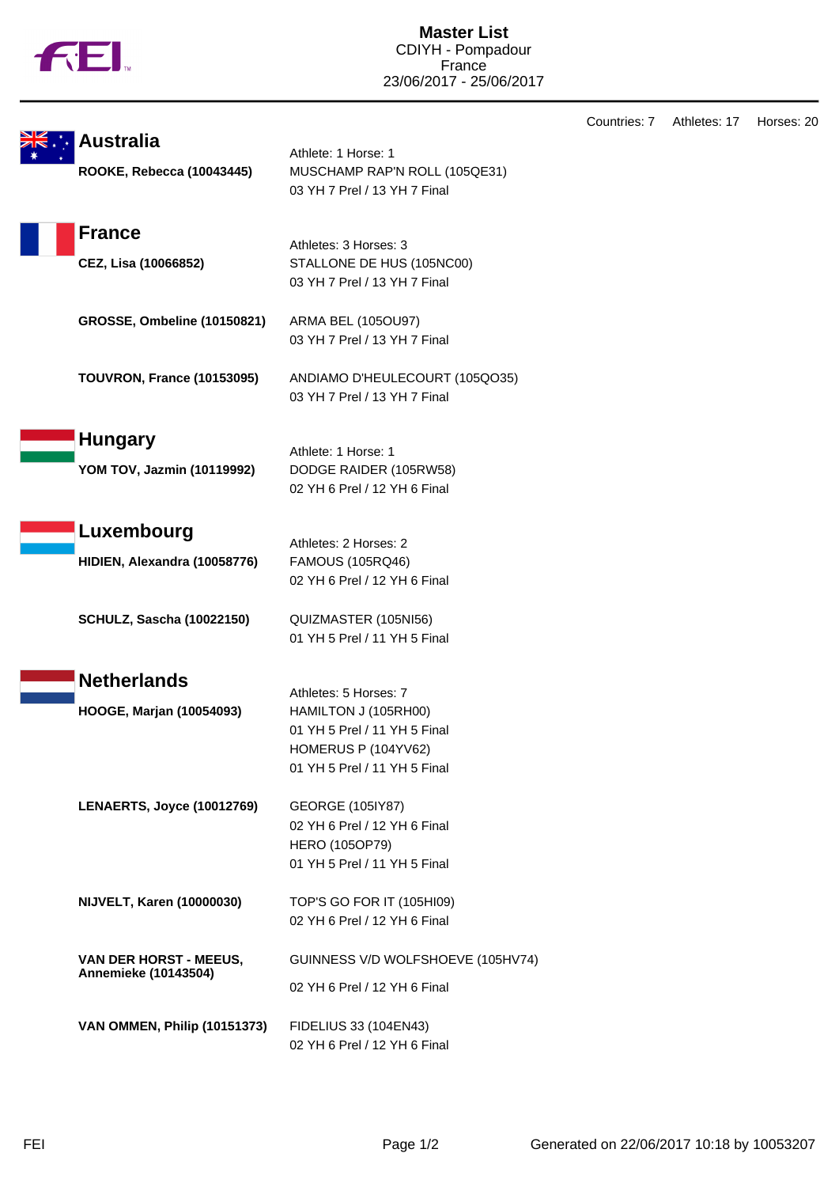# Master List

CDIYH - Pompadour
France
23/06/2017 - 25/06/2017

Countries: 7 Athletes: 17 Horses: 20

## Australia

Athlete: 1 Horse: 1

**ROOKE, Rebecca (10043445)**
MUSCHAMP RAP'N ROLL (105QE31)
03 YH 7 Prel / 13 YH 7 Final

## France

Athletes: 3 Horses: 3

**CEZ, Lisa (10066852)**
STALLONE DE HUS (105NC00)
03 YH 7 Prel / 13 YH 7 Final

**GROSSE, Ombeline (10150821)**
ARMA BEL (105OU97)
03 YH 7 Prel / 13 YH 7 Final

**TOUVRON, France (10153095)**
ANDIAMO D'HEULECOURT (105QO35)
03 YH 7 Prel / 13 YH 7 Final

## Hungary

Athlete: 1 Horse: 1

**YOM TOV, Jazmin (10119992)**
DODGE RAIDER (105RW58)
02 YH 6 Prel / 12 YH 6 Final

## Luxembourg

Athletes: 2 Horses: 2

**HIDIEN, Alexandra (10058776)**
FAMOUS (105RQ46)
02 YH 6 Prel / 12 YH 6 Final

**SCHULZ, Sascha (10022150)**
QUIZMASTER (105NI56)
01 YH 5 Prel / 11 YH 5 Final

## Netherlands

Athletes: 5 Horses: 7

**HOOGE, Marjan (10054093)**
HAMILTON J (105RH00)
01 YH 5 Prel / 11 YH 5 Final
HOMERUS P (104YV62)
01 YH 5 Prel / 11 YH 5 Final

**LENAERTS, Joyce (10012769)**
GEORGE (105IY87)
02 YH 6 Prel / 12 YH 6 Final
HERO (105OP79)
01 YH 5 Prel / 11 YH 5 Final

**NIJVELT, Karen (10000030)**
TOP'S GO FOR IT (105HI09)
02 YH 6 Prel / 12 YH 6 Final

**VAN DER HORST - MEEUS, Annemieke (10143504)**
GUINNESS V/D WOLFSHOEVE (105HV74)
02 YH 6 Prel / 12 YH 6 Final

**VAN OMMEN, Philip (10151373)**
FIDELIUS 33 (104EN43)
02 YH 6 Prel / 12 YH 6 Final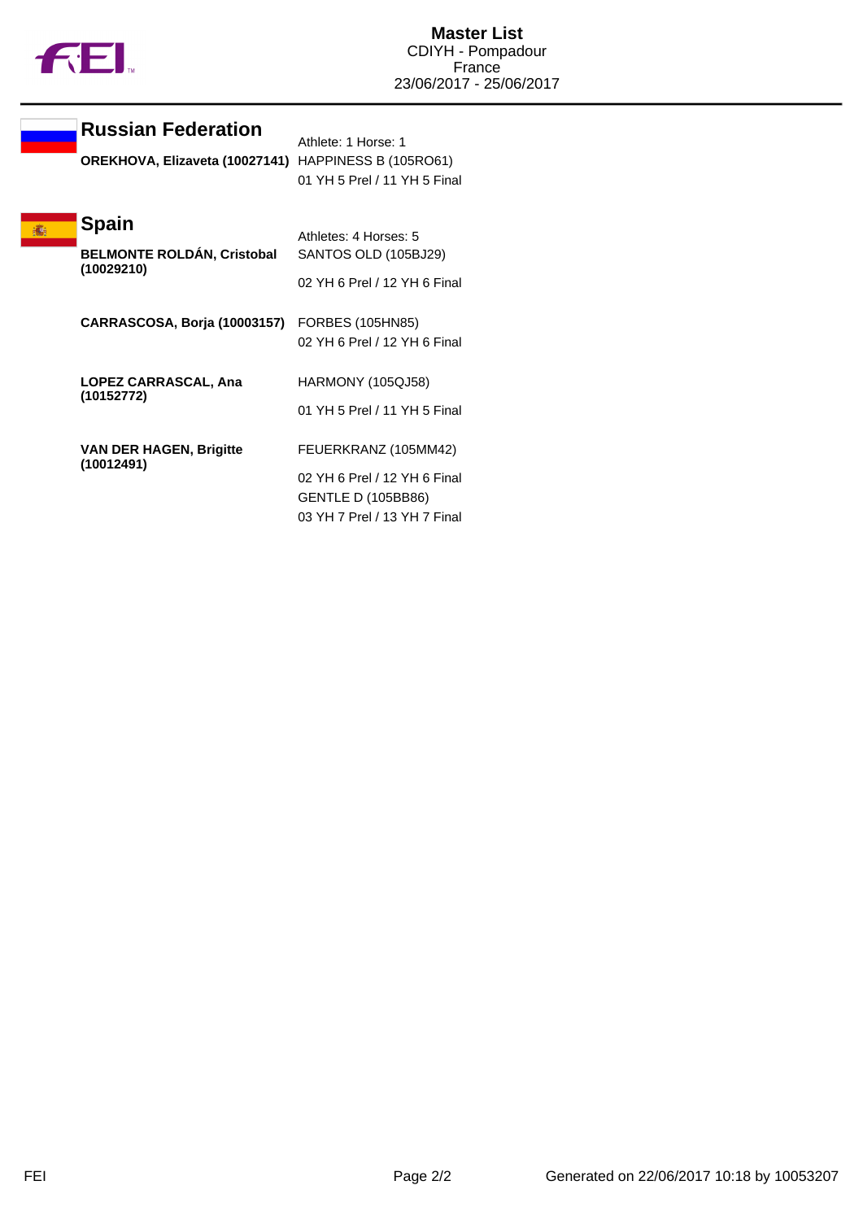**Master List**
CDIYH - Pompadour
France
23/06/2017 - 25/06/2017

## Russian Federation

Athlete: 1 Horse: 1

| | |
|---|---|
| **OREKHOVA, Elizaveta (10027141)** | HAPPINESS B (105RO61)<br>01 YH 5 Prel / 11 YH 5 Final |

## Spain

Athletes: 4 Horses: 5

| | |
|---|---|
| **BELMONTE ROLDÁN, Cristobal (10029210)** | SANTOS OLD (105BJ29)<br>02 YH 6 Prel / 12 YH 6 Final |
| **CARRASCOSA, Borja (10003157)** | FORBES (105HN85)<br>02 YH 6 Prel / 12 YH 6 Final |
| **LOPEZ CARRASCAL, Ana (10152772)** | HARMONY (105QJ58)<br>01 YH 5 Prel / 11 YH 5 Final |
| **VAN DER HAGEN, Brigitte (10012491)** | FEUERKRANZ (105MM42)<br>02 YH 6 Prel / 12 YH 6 Final<br>GENTLE D (105BB86)<br>03 YH 7 Prel / 13 YH 7 Final |

FEI — Generated on 22/06/2017 10:18 by 10053207